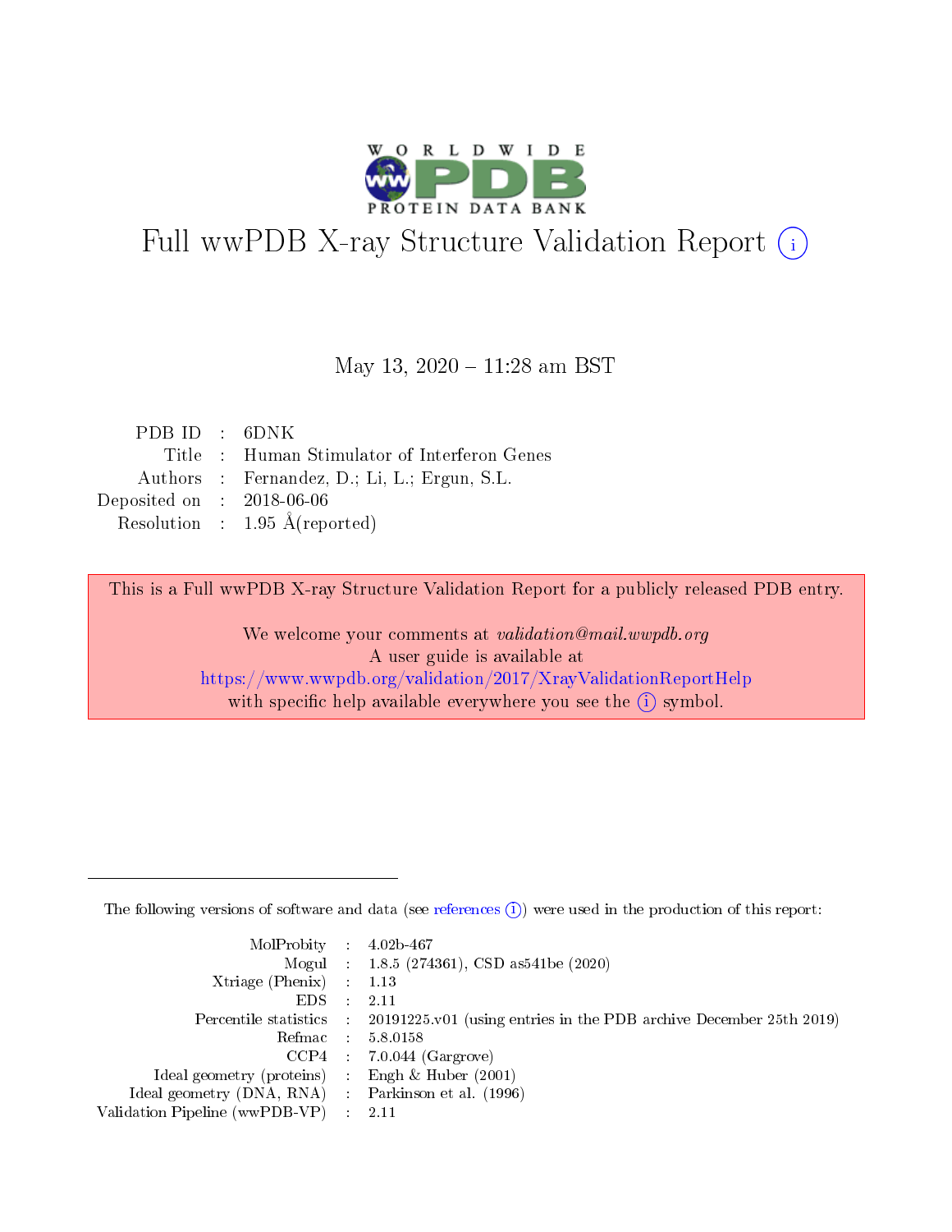# Full wwPDB X-ray Structure Validation Report ⓘ

May 13, 2020 – 11:28 am BST

| | | |
|---|---|---|
| PDB ID | : | 6DNK |
| Title | : | Human Stimulator of Interferon Genes |
| Authors | : | Fernandez, D.; Li, L.; Ergun, S.L. |
| Deposited on | : | 2018-06-06 |
| Resolution | : | 1.95 Å(reported) |

This is a Full wwPDB X-ray Structure Validation Report for a publicly released PDB entry.

We welcome your comments at *validation@mail.wwpdb.org*
A user guide is available at
https://www.wwpdb.org/validation/2017/XrayValidationReportHelp
with specific help available everywhere you see the ⓘ symbol.

---

The following versions of software and data (see references ⓘ) were used in the production of this report:

| | | |
|---|---|---|
| MolProbity | : | 4.02b-467 |
| Mogul | : | 1.8.5 (274361), CSD as541be (2020) |
| Xtriage (Phenix) | : | 1.13 |
| EDS | : | 2.11 |
| Percentile statistics | : | 20191225.v01 (using entries in the PDB archive December 25th 2019) |
| Refmac | : | 5.8.0158 |
| CCP4 | : | 7.0.044 (Gargrove) |
| Ideal geometry (proteins) | : | Engh & Huber (2001) |
| Ideal geometry (DNA, RNA) | : | Parkinson et al. (1996) |
| Validation Pipeline (wwPDB-VP) | : | 2.11 |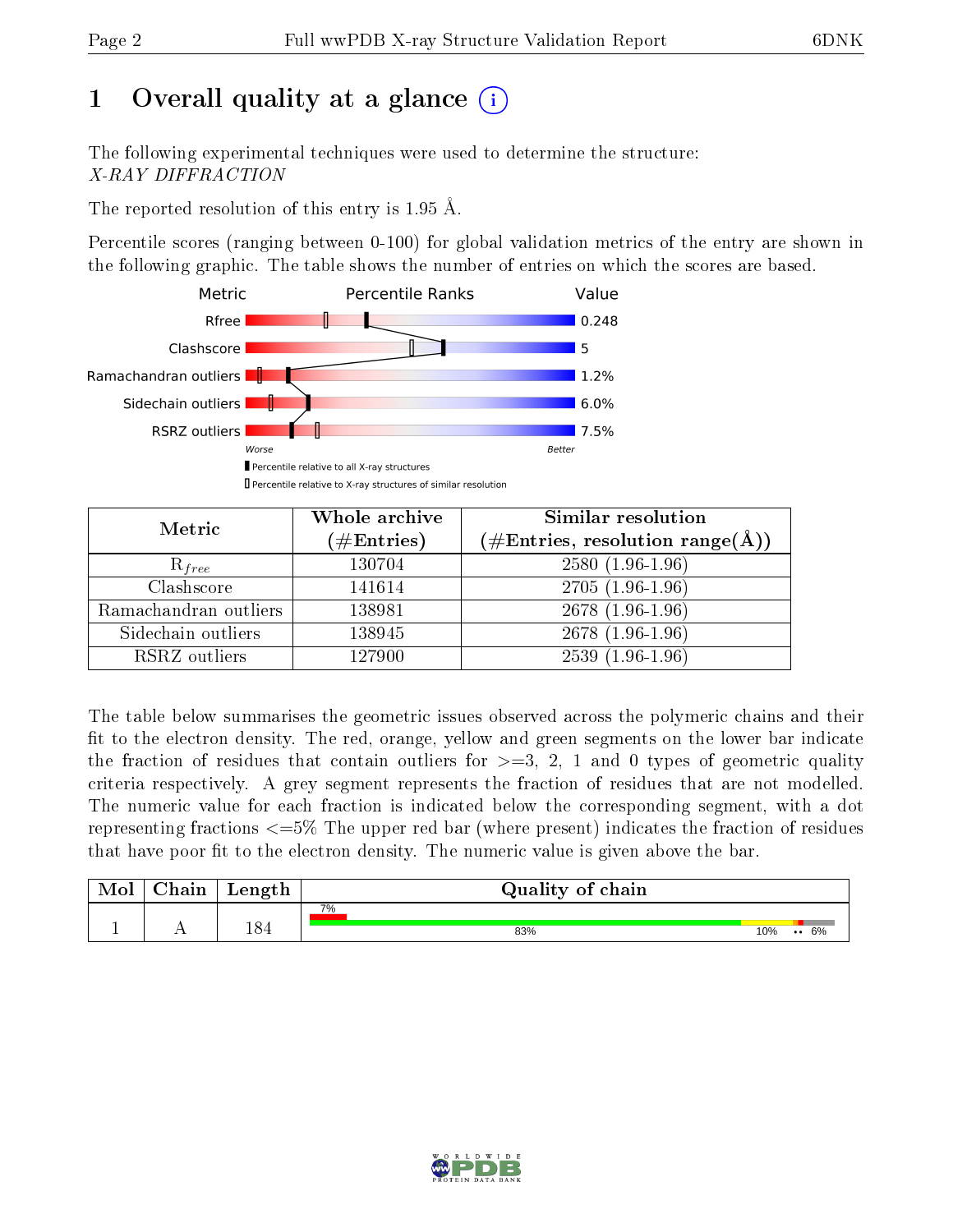# 1 Overall quality at a glance

The following experimental techniques were used to determine the structure:
*X-RAY DIFFRACTION*

The reported resolution of this entry is 1.95 Å.

Percentile scores (ranging between 0-100) for global validation metrics of the entry are shown in the following graphic. The table shows the number of entries on which the scores are based.

| Metric | Value |
|---|---|
| Rfree | 0.248 |
| Clashscore | 5 |
| Ramachandran outliers | 1.2% |
| Sidechain outliers | 6.0% |
| RSRZ outliers | 7.5% |

| Metric | Whole archive (#Entries) | Similar resolution (#Entries, resolution range(Å)) |
|---|---|---|
| $R_{free}$ | 130704 | 2580 (1.96-1.96) |
| Clashscore | 141614 | 2705 (1.96-1.96) |
| Ramachandran outliers | 138981 | 2678 (1.96-1.96) |
| Sidechain outliers | 138945 | 2678 (1.96-1.96) |
| RSRZ outliers | 127900 | 2539 (1.96-1.96) |

The table below summarises the geometric issues observed across the polymeric chains and their fit to the electron density. The red, orange, yellow and green segments on the lower bar indicate the fraction of residues that contain outliers for >=3, 2, 1 and 0 types of geometric quality criteria respectively. A grey segment represents the fraction of residues that are not modelled. The numeric value for each fraction is indicated below the corresponding segment, with a dot representing fractions <=5% The upper red bar (where present) indicates the fraction of residues that have poor fit to the electron density. The numeric value is given above the bar.

| Mol | Chain | Length | Quality of chain |
|---|---|---|---|
| 1 | A | 184 | 7% / 83% / 10% / •• / 6% |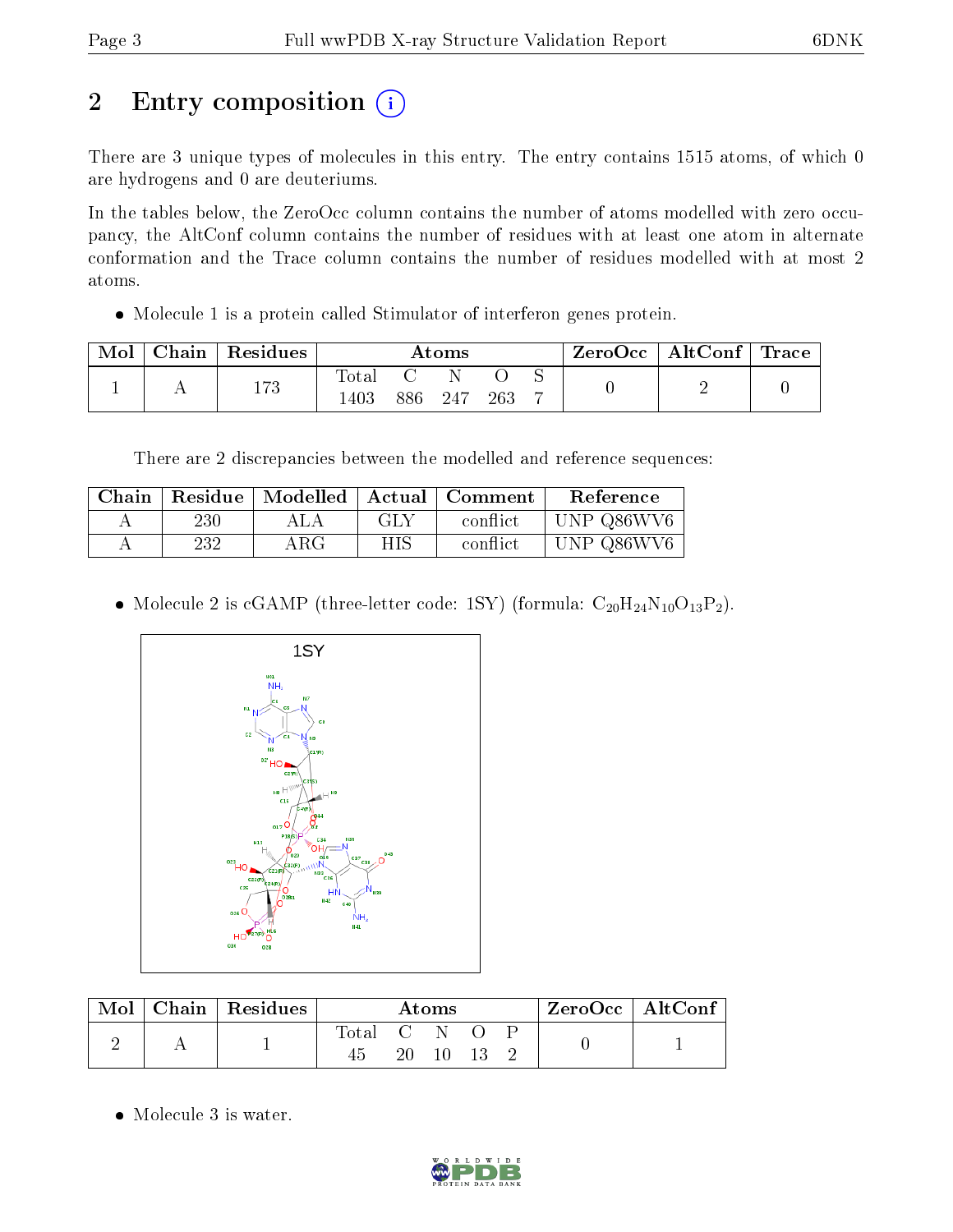# 2 Entry composition

There are 3 unique types of molecules in this entry. The entry contains 1515 atoms, of which 0 are hydrogens and 0 are deuteriums.

In the tables below, the ZeroOcc column contains the number of atoms modelled with zero occupancy, the AltConf column contains the number of residues with at least one atom in alternate conformation and the Trace column contains the number of residues modelled with at most 2 atoms.

- Molecule 1 is a protein called Stimulator of interferon genes protein.

| Mol | Chain | Residues | Atoms | | | | | ZeroOcc | AltConf | Trace |
|---|---|---|---|---|---|---|---|---|---|---|
| | | | Total | C | N | O | S | | | |
| 1 | A | 173 | 1403 | 886 | 247 | 263 | 7 | 0 | 2 | 0 |

There are 2 discrepancies between the modelled and reference sequences:

| Chain | Residue | Modelled | Actual | Comment | Reference |
|---|---|---|---|---|---|
| A | 230 | ALA | GLY | conflict | UNP Q86WV6 |
| A | 232 | ARG | HIS | conflict | UNP Q86WV6 |

- Molecule 2 is cGAMP (three-letter code: 1SY) (formula: $C_{20}H_{24}N_{10}O_{13}P_2$).

| Mol | Chain | Residues | Atoms | | | | | ZeroOcc | AltConf |
|---|---|---|---|---|---|---|---|---|---|
| | | | Total | C | N | O | P | | |
| 2 | A | 1 | 45 | 20 | 10 | 13 | 2 | 0 | 1 |

- Molecule 3 is water.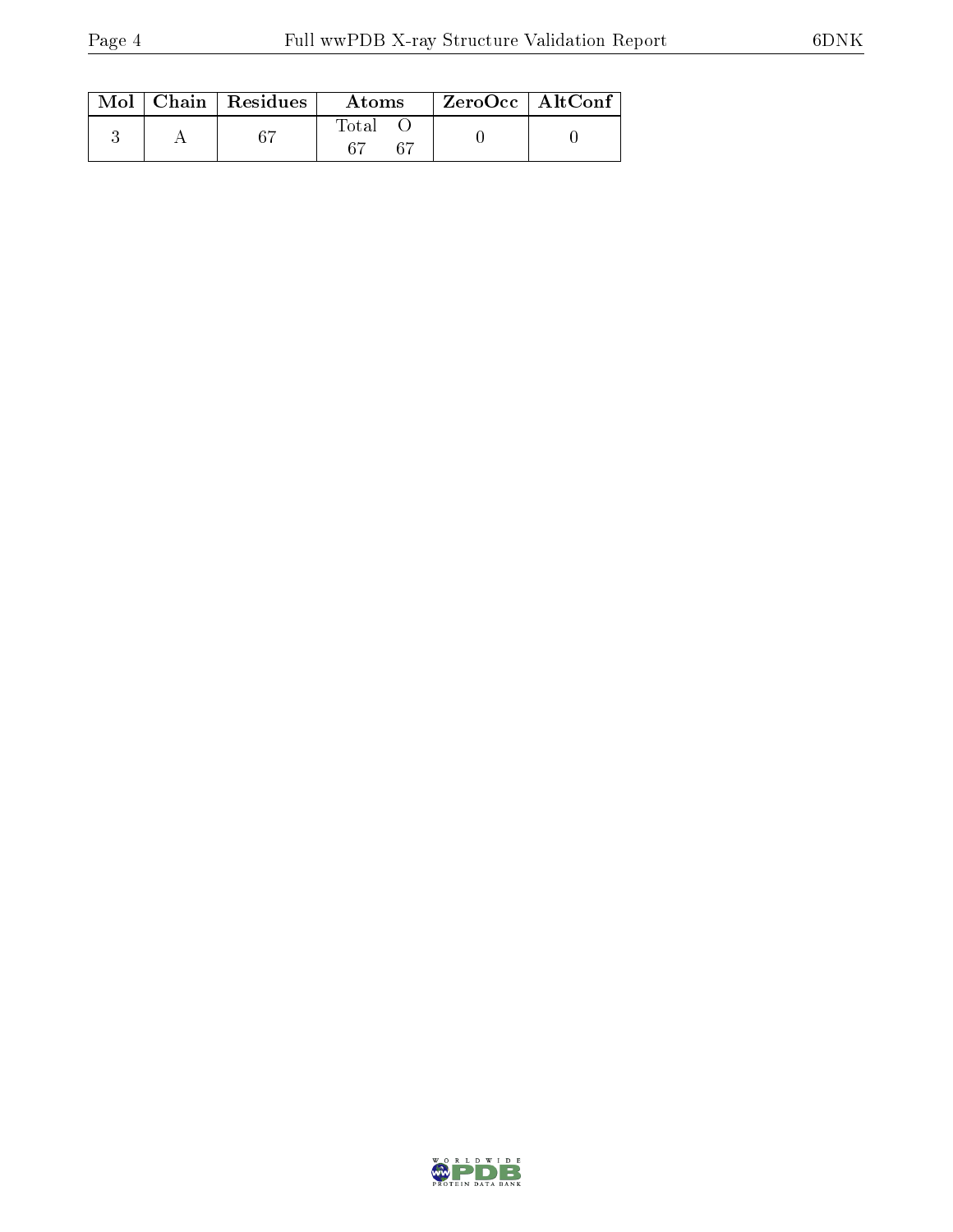| Mol | Chain | Residues | Atoms | | ZeroOcc | AltConf |
|---|---|---|---|---|---|---|
| | | | Total | O | | |
| 3 | A | 67 | 67 | 67 | 0 | 0 |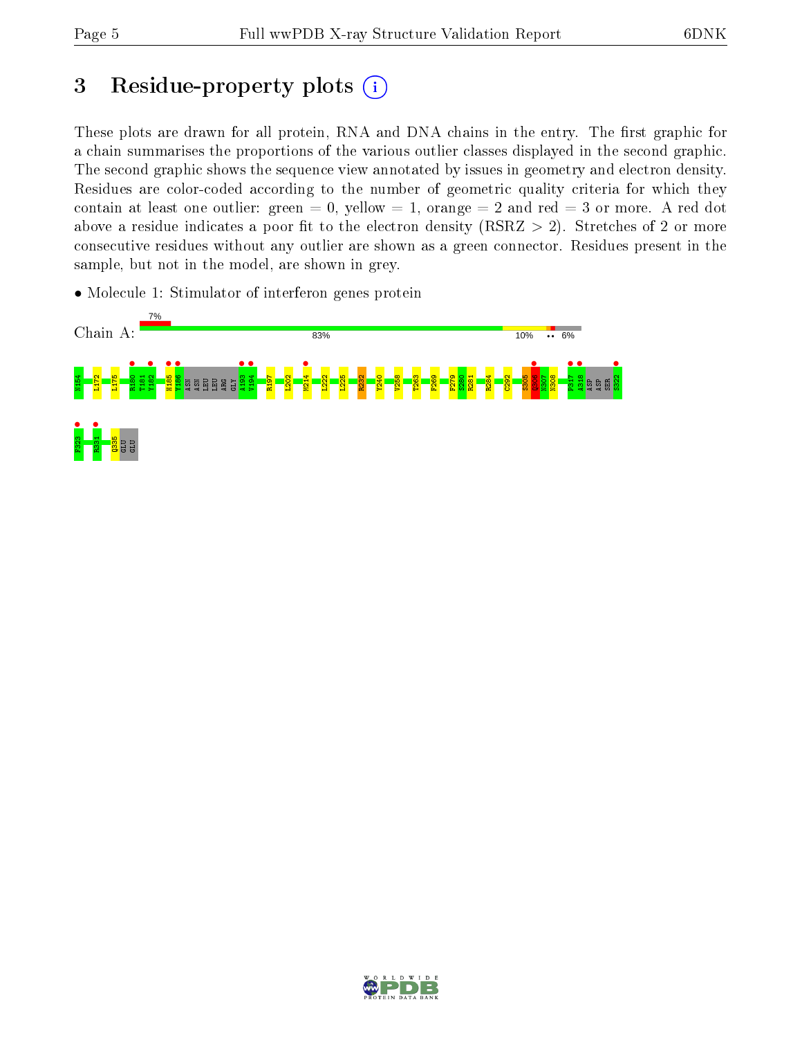# 3 Residue-property plots

These plots are drawn for all protein, RNA and DNA chains in the entry. The first graphic for a chain summarises the proportions of the various outlier classes displayed in the second graphic. The second graphic shows the sequence view annotated by issues in geometry and electron density. Residues are color-coded according to the number of geometric quality criteria for which they contain at least one outlier: green = 0, yellow = 1, orange = 2 and red = 3 or more. A red dot above a residue indicates a poor fit to the electron density (RSRZ > 2). Stretches of 2 or more consecutive residues without any outlier are shown as a green connector. Residues present in the sample, but not in the model, are shown in grey.

- Molecule 1: Stimulator of interferon genes protein

Chain A: 7% | 83% | 10% | •• | 6%

N154 L172 L175 R180 T181 Y182 H185 Y186 ASN ASN LEU LEU ARG GLY A193 V194 R197 L202 M214 L222 L225 R232 Y240 V258 T263 F269 F279 S280 R281 R284 C292 S305 Q306 N307 N308 P317 A318 ASP ASP SER S322 F323 R331 Q335 GLU GLU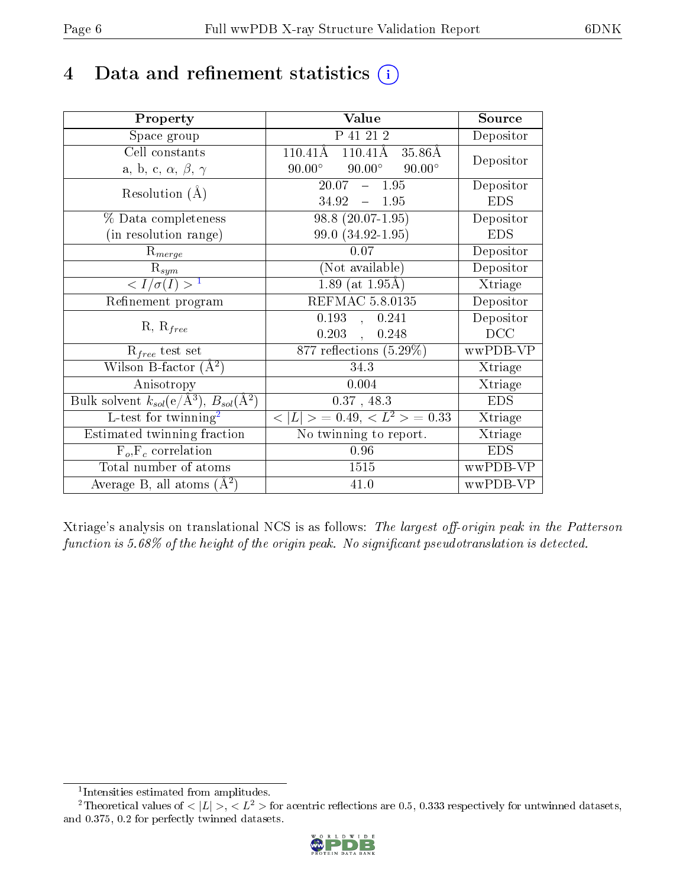# 4 Data and refinement statistics (i)

| Property | Value | Source |
|---|---|---|
| Space group | P 41 21 2 | Depositor |
| Cell constants<br>a, b, c, $\alpha$, $\beta$, $\gamma$ | 110.41Å 110.41Å 35.86Å<br>90.00° 90.00° 90.00° | Depositor |
| Resolution (Å) | 20.07 – 1.95<br>34.92 – 1.95 | Depositor<br>EDS |
| % Data completeness<br>(in resolution range) | 98.8 (20.07-1.95)<br>99.0 (34.92-1.95) | Depositor<br>EDS |
| $R_{merge}$ | 0.07 | Depositor |
| $R_{sym}$ | (Not available) | Depositor |
| $< I/\sigma(I) >$ [1] | 1.89 (at 1.95Å) | Xtriage |
| Refinement program | REFMAC 5.8.0135 | Depositor |
| R, $R_{free}$ | 0.193 , 0.241<br>0.203 , 0.248 | Depositor<br>DCC |
| $R_{free}$ test set | 877 reflections (5.29%) | wwPDB-VP |
| Wilson B-factor (Å$^2$) | 34.3 | Xtriage |
| Anisotropy | 0.004 | Xtriage |
| Bulk solvent $k_{sol}$(e/Å$^3$), $B_{sol}$(Å$^2$) | 0.37 , 48.3 | EDS |
| L-test for twinning[2] | $< \|L\| >$ = 0.49, $< L^2 >$ = 0.33 | Xtriage |
| Estimated twinning fraction | No twinning to report. | Xtriage |
| $F_o$,$F_c$ correlation | 0.96 | EDS |
| Total number of atoms | 1515 | wwPDB-VP |
| Average B, all atoms (Å$^2$) | 41.0 | wwPDB-VP |

Xtriage's analysis on translational NCS is as follows: *The largest off-origin peak in the Patterson function is 5.68% of the height of the origin peak. No significant pseudotranslation is detected.*

[1] Intensities estimated from amplitudes.

[2] Theoretical values of $< |L| >$, $< L^2 >$ for acentric reflections are 0.5, 0.333 respectively for untwinned datasets, and 0.375, 0.2 for perfectly twinned datasets.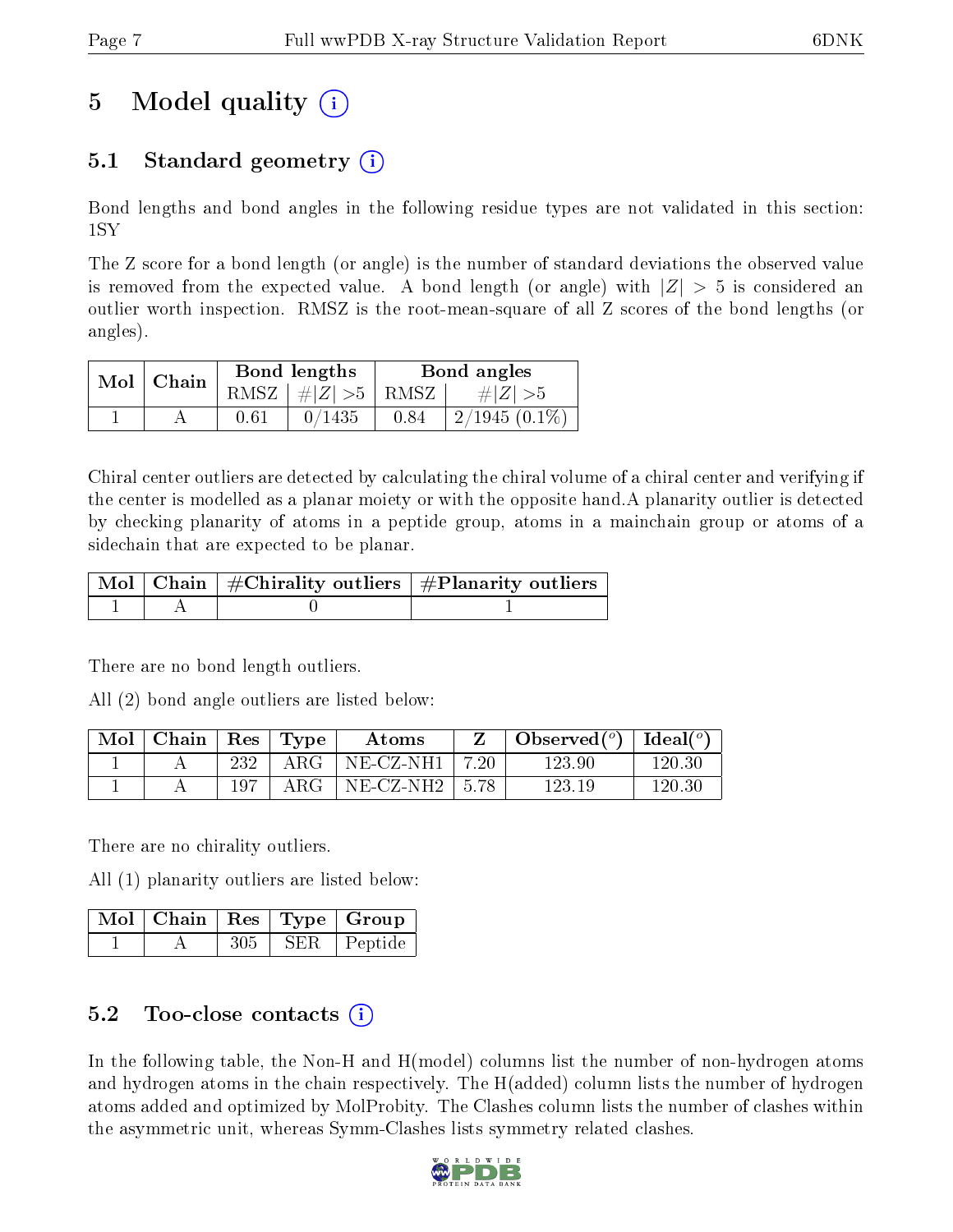# 5 Model quality (i)

## 5.1 Standard geometry (i)

Bond lengths and bond angles in the following residue types are not validated in this section: 1SY

The Z score for a bond length (or angle) is the number of standard deviations the observed value is removed from the expected value. A bond length (or angle) with $|Z| > 5$ is considered an outlier worth inspection. RMSZ is the root-mean-square of all Z scores of the bond lengths (or angles).

| Mol | Chain | Bond lengths | | Bond angles | |
|---|---|---|---|---|---|
| | | RMSZ | $\#\|Z\| > 5$ | RMSZ | $\#\|Z\| > 5$ |
| 1 | A | 0.61 | 0/1435 | 0.84 | 2/1945 (0.1%) |

Chiral center outliers are detected by calculating the chiral volume of a chiral center and verifying if the center is modelled as a planar moiety or with the opposite hand.A planarity outlier is detected by checking planarity of atoms in a peptide group, atoms in a mainchain group or atoms of a sidechain that are expected to be planar.

| Mol | Chain | #Chirality outliers | #Planarity outliers |
|---|---|---|---|
| 1 | A | 0 | 1 |

There are no bond length outliers.

All (2) bond angle outliers are listed below:

| Mol | Chain | Res | Type | Atoms | Z | Observed($^o$) | Ideal($^o$) |
|---|---|---|---|---|---|---|---|
| 1 | A | 232 | ARG | NE-CZ-NH1 | 7.20 | 123.90 | 120.30 |
| 1 | A | 197 | ARG | NE-CZ-NH2 | 5.78 | 123.19 | 120.30 |

There are no chirality outliers.

All (1) planarity outliers are listed below:

| Mol | Chain | Res | Type | Group |
|---|---|---|---|---|
| 1 | A | 305 | SER | Peptide |

## 5.2 Too-close contacts (i)

In the following table, the Non-H and H(model) columns list the number of non-hydrogen atoms and hydrogen atoms in the chain respectively. The H(added) column lists the number of hydrogen atoms added and optimized by MolProbity. The Clashes column lists the number of clashes within the asymmetric unit, whereas Symm-Clashes lists symmetry related clashes.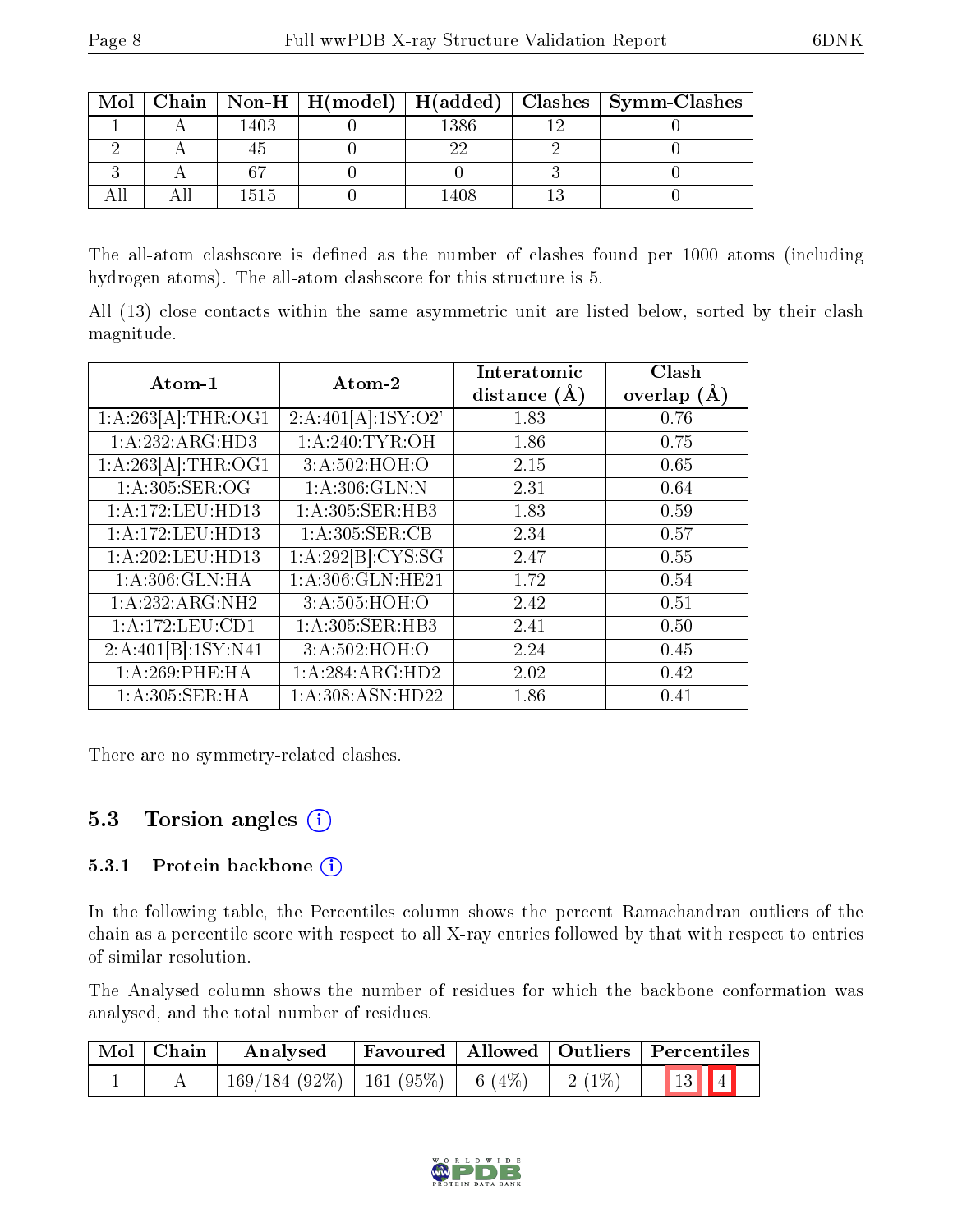| Mol | Chain | Non-H | H(model) | H(added) | Clashes | Symm-Clashes |
|---|---|---|---|---|---|---|
| 1 | A | 1403 | 0 | 1386 | 12 | 0 |
| 2 | A | 45 | 0 | 22 | 2 | 0 |
| 3 | A | 67 | 0 | 0 | 3 | 0 |
| All | All | 1515 | 0 | 1408 | 13 | 0 |

The all-atom clashscore is defined as the number of clashes found per 1000 atoms (including hydrogen atoms). The all-atom clashscore for this structure is 5.

All (13) close contacts within the same asymmetric unit are listed below, sorted by their clash magnitude.

| Atom-1 | Atom-2 | Interatomic distance (Å) | Clash overlap (Å) |
|---|---|---|---|
| 1:A:263[A]:THR:OG1 | 2:A:401[A]:1SY:O2' | 1.83 | 0.76 |
| 1:A:232:ARG:HD3 | 1:A:240:TYR:OH | 1.86 | 0.75 |
| 1:A:263[A]:THR:OG1 | 3:A:502:HOH:O | 2.15 | 0.65 |
| 1:A:305:SER:OG | 1:A:306:GLN:N | 2.31 | 0.64 |
| 1:A:172:LEU:HD13 | 1:A:305:SER:HB3 | 1.83 | 0.59 |
| 1:A:172:LEU:HD13 | 1:A:305:SER:CB | 2.34 | 0.57 |
| 1:A:202:LEU:HD13 | 1:A:292[B]:CYS:SG | 2.47 | 0.55 |
| 1:A:306:GLN:HA | 1:A:306:GLN:HE21 | 1.72 | 0.54 |
| 1:A:232:ARG:NH2 | 3:A:505:HOH:O | 2.42 | 0.51 |
| 1:A:172:LEU:CD1 | 1:A:305:SER:HB3 | 2.41 | 0.50 |
| 2:A:401[B]:1SY:N41 | 3:A:502:HOH:O | 2.24 | 0.45 |
| 1:A:269:PHE:HA | 1:A:284:ARG:HD2 | 2.02 | 0.42 |
| 1:A:305:SER:HA | 1:A:308:ASN:HD22 | 1.86 | 0.41 |

There are no symmetry-related clashes.

### 5.3 Torsion angles

#### 5.3.1 Protein backbone

In the following table, the Percentiles column shows the percent Ramachandran outliers of the chain as a percentile score with respect to all X-ray entries followed by that with respect to entries of similar resolution.

The Analysed column shows the number of residues for which the backbone conformation was analysed, and the total number of residues.

| Mol | Chain | Analysed | Favoured | Allowed | Outliers | Percentiles | |
|---|---|---|---|---|---|---|---|
| 1 | A | 169/184 (92%) | 161 (95%) | 6 (4%) | 2 (1%) | 13 | 4 |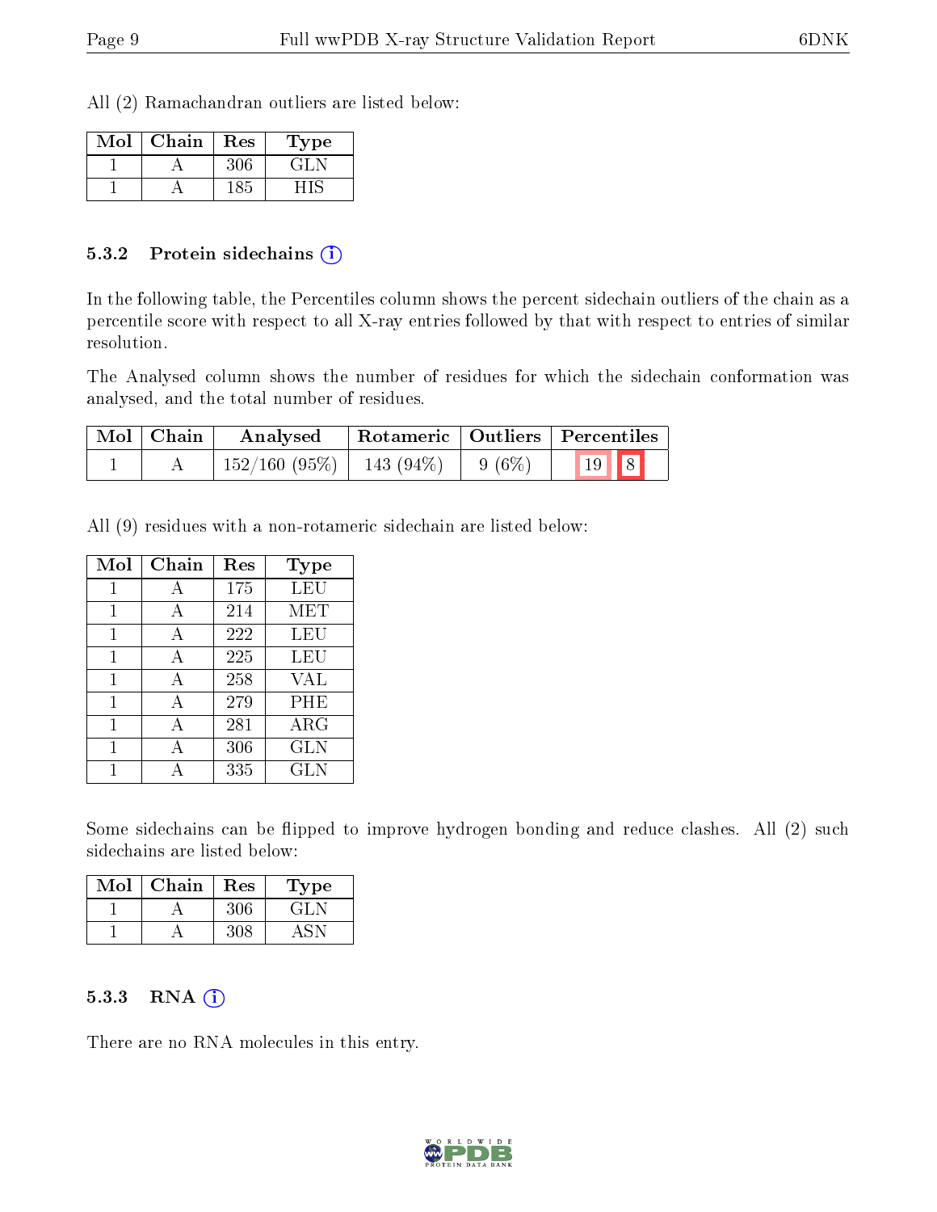All (2) Ramachandran outliers are listed below:

| Mol | Chain | Res | Type |
|---|---|---|---|
| 1 | A | 306 | GLN |
| 1 | A | 185 | HIS |

### 5.3.2 Protein sidechains

In the following table, the Percentiles column shows the percent sidechain outliers of the chain as a percentile score with respect to all X-ray entries followed by that with respect to entries of similar resolution.

The Analysed column shows the number of residues for which the sidechain conformation was analysed, and the total number of residues.

| Mol | Chain | Analysed | Rotameric | Outliers | Percentiles |
|---|---|---|---|---|---|
| 1 | A | 152/160 (95%) | 143 (94%) | 9 (6%) | 19 8 |

All (9) residues with a non-rotameric sidechain are listed below:

| Mol | Chain | Res | Type |
|---|---|---|---|
| 1 | A | 175 | LEU |
| 1 | A | 214 | MET |
| 1 | A | 222 | LEU |
| 1 | A | 225 | LEU |
| 1 | A | 258 | VAL |
| 1 | A | 279 | PHE |
| 1 | A | 281 | ARG |
| 1 | A | 306 | GLN |
| 1 | A | 335 | GLN |

Some sidechains can be flipped to improve hydrogen bonding and reduce clashes. All (2) such sidechains are listed below:

| Mol | Chain | Res | Type |
|---|---|---|---|
| 1 | A | 306 | GLN |
| 1 | A | 308 | ASN |

### 5.3.3 RNA

There are no RNA molecules in this entry.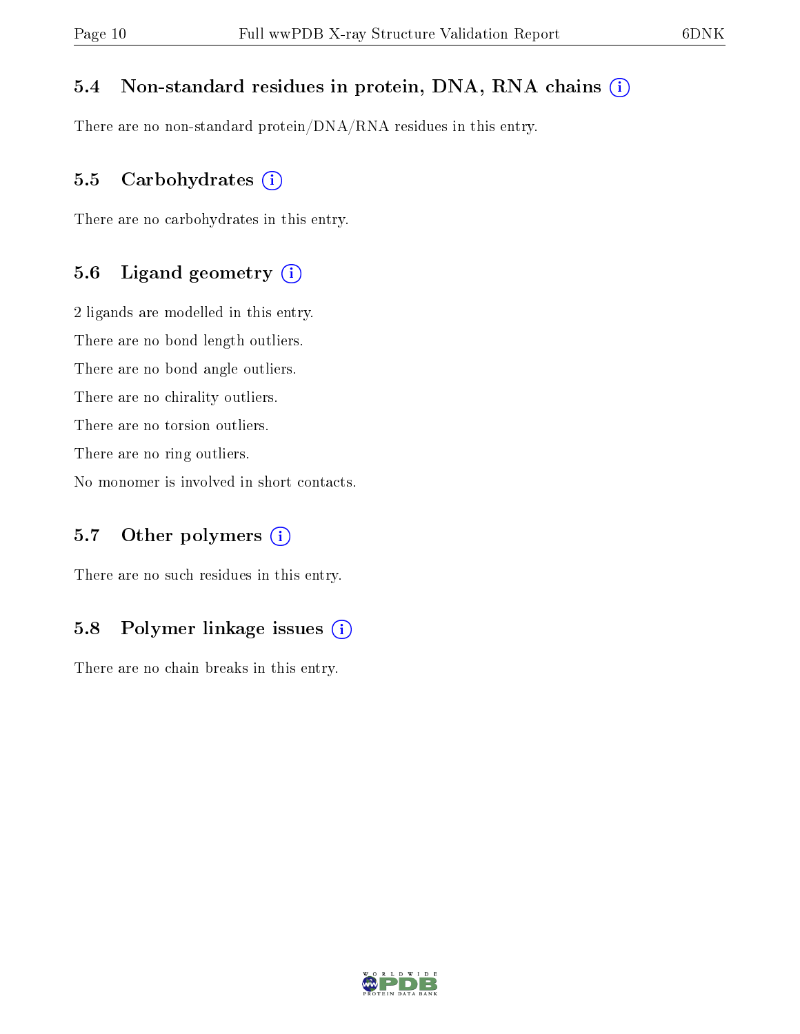### 5.4 Non-standard residues in protein, DNA, RNA chains (i)

There are no non-standard protein/DNA/RNA residues in this entry.

### 5.5 Carbohydrates (i)

There are no carbohydrates in this entry.

### 5.6 Ligand geometry (i)

2 ligands are modelled in this entry.

There are no bond length outliers.

There are no bond angle outliers.

There are no chirality outliers.

There are no torsion outliers.

There are no ring outliers.

No monomer is involved in short contacts.

### 5.7 Other polymers (i)

There are no such residues in this entry.

### 5.8 Polymer linkage issues (i)

There are no chain breaks in this entry.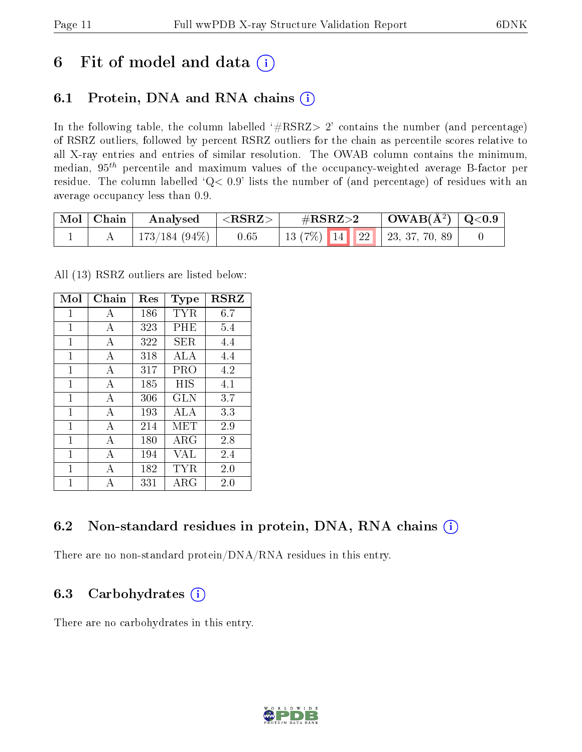# 6 Fit of model and data

## 6.1 Protein, DNA and RNA chains

In the following table, the column labelled '#RSRZ> 2' contains the number (and percentage) of RSRZ outliers, followed by percent RSRZ outliers for the chain as percentile scores relative to all X-ray entries and entries of similar resolution. The OWAB column contains the minimum, median, $95^{th}$ percentile and maximum values of the occupancy-weighted average B-factor per residue. The column labelled 'Q< 0.9' lists the number of (and percentage) of residues with an average occupancy less than 0.9.

| Mol | Chain | Analysed | <RSRZ> | #RSRZ>2 | | | OWAB(Å$^2$) | Q<0.9 |
|---|---|---|---|---|---|---|---|---|
| 1 | A | 173/184 (94%) | 0.65 | 13 (7%) | 14 | 22 | 23, 37, 70, 89 | 0 |

All (13) RSRZ outliers are listed below:

| Mol | Chain | Res | Type | RSRZ |
|---|---|---|---|---|
| 1 | A | 186 | TYR | 6.7 |
| 1 | A | 323 | PHE | 5.4 |
| 1 | A | 322 | SER | 4.4 |
| 1 | A | 318 | ALA | 4.4 |
| 1 | A | 317 | PRO | 4.2 |
| 1 | A | 185 | HIS | 4.1 |
| 1 | A | 306 | GLN | 3.7 |
| 1 | A | 193 | ALA | 3.3 |
| 1 | A | 214 | MET | 2.9 |
| 1 | A | 180 | ARG | 2.8 |
| 1 | A | 194 | VAL | 2.4 |
| 1 | A | 182 | TYR | 2.0 |
| 1 | A | 331 | ARG | 2.0 |

## 6.2 Non-standard residues in protein, DNA, RNA chains

There are no non-standard protein/DNA/RNA residues in this entry.

## 6.3 Carbohydrates

There are no carbohydrates in this entry.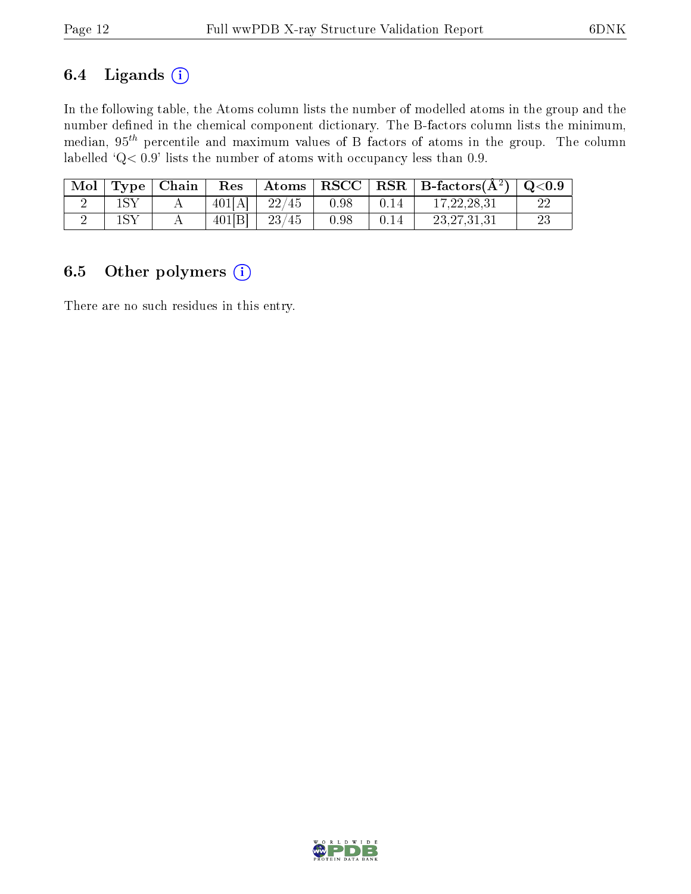### 6.4 Ligands (i)

In the following table, the Atoms column lists the number of modelled atoms in the group and the number defined in the chemical component dictionary. The B-factors column lists the minimum, median, $95^{th}$ percentile and maximum values of B factors of atoms in the group. The column labelled 'Q< 0.9' lists the number of atoms with occupancy less than 0.9.

| Mol | Type | Chain | Res | Atoms | RSCC | RSR | B-factors($Å^2$) | Q<0.9 |
|---|---|---|---|---|---|---|---|---|
| 2 | 1SY | A | 401[A] | 22/45 | 0.98 | 0.14 | 17,22,28,31 | 22 |
| 2 | 1SY | A | 401[B] | 23/45 | 0.98 | 0.14 | 23,27,31,31 | 23 |

### 6.5 Other polymers (i)

There are no such residues in this entry.